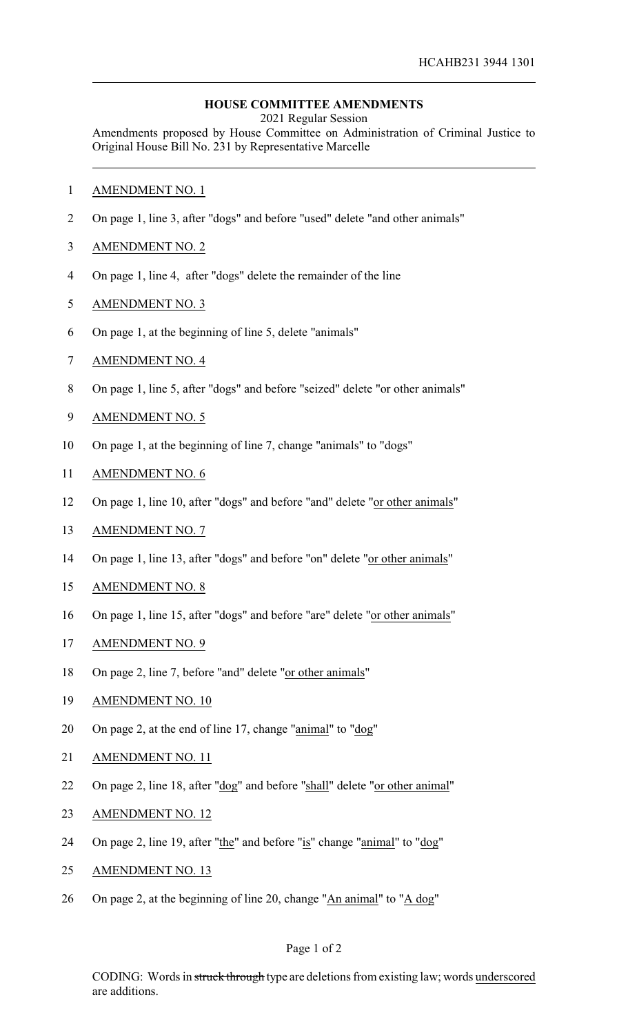HCAHB231 3944 1301

**HOUSE COMMITTEE AMENDMENTS**

2021 Regular Session

Amendments proposed by House Committee on Administration of Criminal Justice to Original House Bill No. 231 by Representative Marcelle

AMENDMENT NO. 1

On page 1, line 3, after "dogs" and before "used" delete "and other animals"

AMENDMENT NO. 2

On page 1, line 4, after "dogs" delete the remainder of the line

AMENDMENT NO. 3

On page 1, at the beginning of line 5, delete "animals"

AMENDMENT NO. 4

On page 1, line 5, after "dogs" and before "seized" delete "or other animals"

AMENDMENT NO. 5

On page 1, at the beginning of line 7, change "animals" to "dogs"

AMENDMENT NO. 6

On page 1, line 10, after "dogs" and before "and" delete "or other animals"

AMENDMENT NO. 7

On page 1, line 13, after "dogs" and before "on" delete "or other animals"

AMENDMENT NO. 8

On page 1, line 15, after "dogs" and before "are" delete "or other animals"

AMENDMENT NO. 9

On page 2, line 7, before "and" delete "or other animals"

AMENDMENT NO. 10

On page 2, at the end of line 17, change "animal" to "dog"

AMENDMENT NO. 11

On page 2, line 18, after "dog" and before "shall" delete "or other animal"

AMENDMENT NO. 12

On page 2, line 19, after "the" and before "is" change "animal" to "dog"

AMENDMENT NO. 13

On page 2, at the beginning of line 20, change "An animal" to "A dog"

CODING: Words in struck through type are deletions from existing law; words underscored are additions.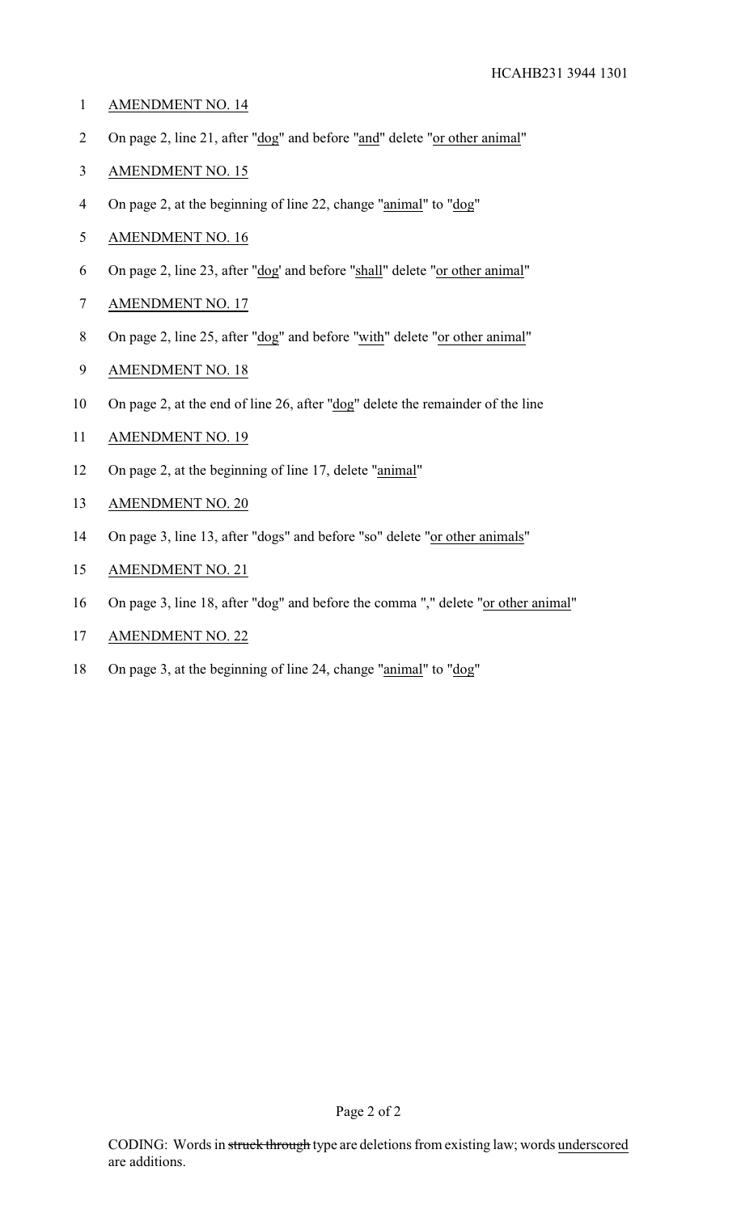AMENDMENT NO. 14

On page 2, line 21, after "dog" and before "and" delete "or other animal"

AMENDMENT NO. 15

On page 2, at the beginning of line 22, change "animal" to "dog"

AMENDMENT NO. 16

On page 2, line 23, after "dog' and before "shall" delete "or other animal"

AMENDMENT NO. 17

On page 2, line 25, after "dog" and before "with" delete "or other animal"

AMENDMENT NO. 18

On page 2, at the end of line 26, after "dog" delete the remainder of the line

AMENDMENT NO. 19

On page 2, at the beginning of line 17, delete "animal"

AMENDMENT NO. 20

On page 3, line 13, after "dogs" and before "so" delete "or other animals"

AMENDMENT NO. 21

On page 3, line 18, after "dog" and before the comma "," delete "or other animal"

AMENDMENT NO. 22

On page 3, at the beginning of line 24, change "animal" to "dog"

CODING: Words in ~~struck through~~ type are deletions from existing law; words underscored are additions.